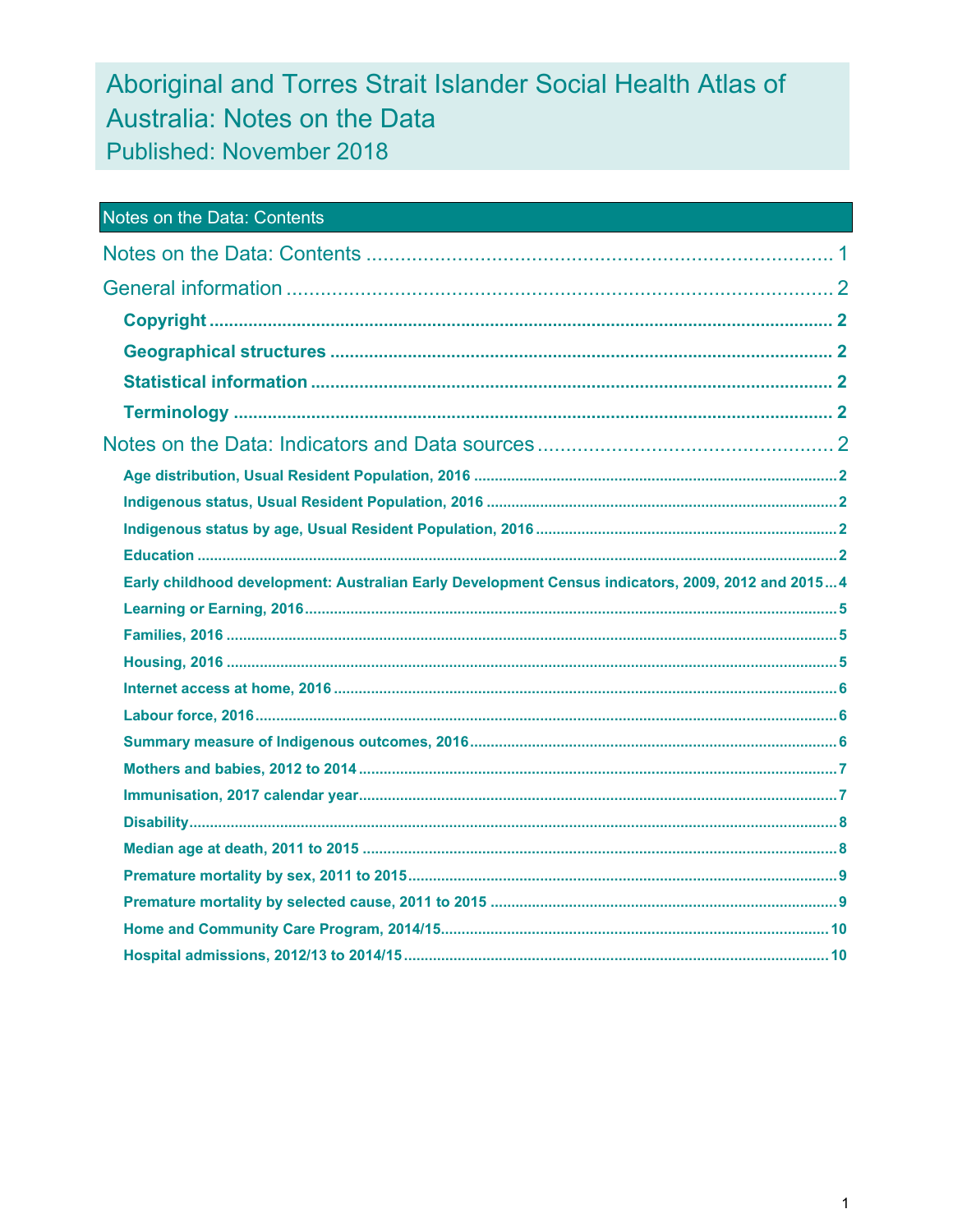# Aboriginal and Torres Strait Islander Social Health Atlas of Australia: Notes on the Data

## Published: November 2018

## Notes on the Data: Contents

Notes on the Data: Contents ........ 1

General information ........ 2

- **Copyright** ........ 2
- **Geographical structures** ........ 2
- **Statistical information** ........ 2
- **Terminology** ........ 2

Notes on the Data: Indicators and Data sources ........ 2

- **Age distribution, Usual Resident Population, 2016** ........ 2
- **Indigenous status, Usual Resident Population, 2016** ........ 2
- **Indigenous status by age, Usual Resident Population, 2016** ........ 2
- **Education** ........ 2
- **Early childhood development: Australian Early Development Census indicators, 2009, 2012 and 2015** ........ 4
- **Learning or Earning, 2016** ........ 5
- **Families, 2016** ........ 5
- **Housing, 2016** ........ 5
- **Internet access at home, 2016** ........ 6
- **Labour force, 2016** ........ 6
- **Summary measure of Indigenous outcomes, 2016** ........ 6
- **Mothers and babies, 2012 to 2014** ........ 7
- **Immunisation, 2017 calendar year** ........ 7
- **Disability** ........ 8
- **Median age at death, 2011 to 2015** ........ 8
- **Premature mortality by sex, 2011 to 2015** ........ 9
- **Premature mortality by selected cause, 2011 to 2015** ........ 9
- **Home and Community Care Program, 2014/15** ........ 10
- **Hospital admissions, 2012/13 to 2014/15** ........ 10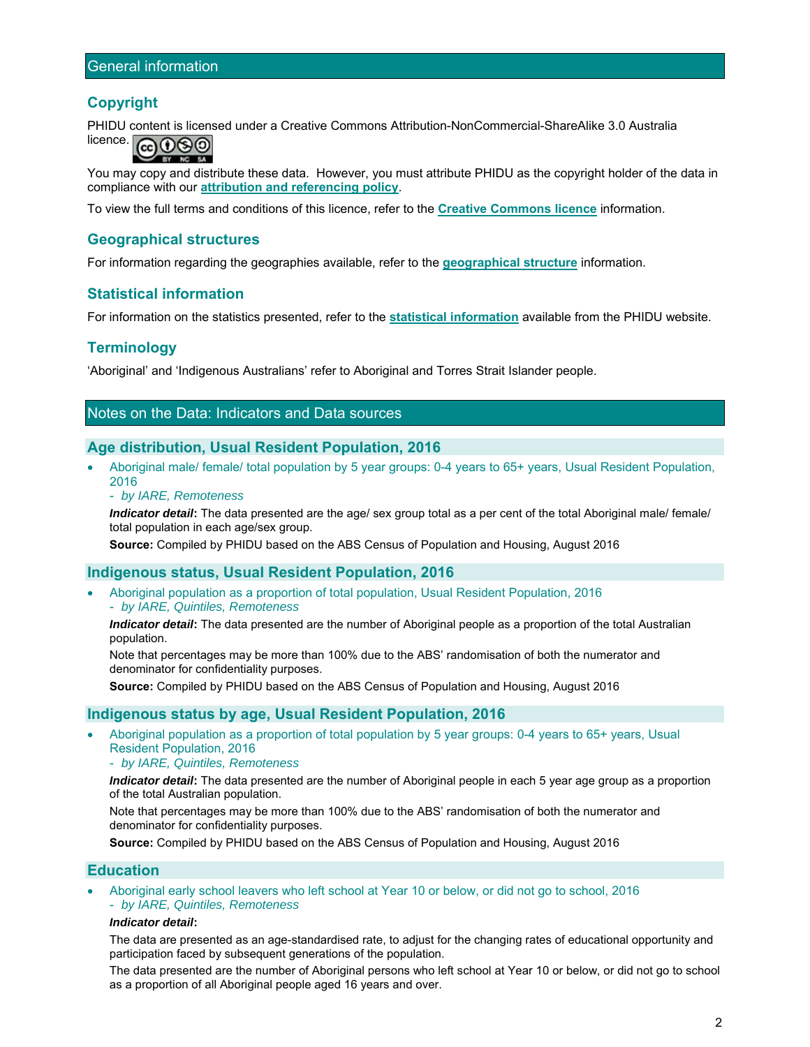## General information

### Copyright

PHIDU content is licensed under a Creative Commons Attribution-NonCommercial-ShareAlike 3.0 Australia licence.

You may copy and distribute these data. However, you must attribute PHIDU as the copyright holder of the data in compliance with our **attribution and referencing policy**.

To view the full terms and conditions of this licence, refer to the **Creative Commons licence** information.

### Geographical structures

For information regarding the geographies available, refer to the **geographical structure** information.

### Statistical information

For information on the statistics presented, refer to the **statistical information** available from the PHIDU website.

### Terminology

'Aboriginal' and 'Indigenous Australians' refer to Aboriginal and Torres Strait Islander people.

## Notes on the Data: Indicators and Data sources

### Age distribution, Usual Resident Population, 2016

- Aboriginal male/ female/ total population by 5 year groups: 0-4 years to 65+ years, Usual Resident Population, 2016
  - *by IARE, Remoteness*

  ***Indicator detail***: The data presented are the age/ sex group total as a per cent of the total Aboriginal male/ female/ total population in each age/sex group.

  **Source:** Compiled by PHIDU based on the ABS Census of Population and Housing, August 2016

### Indigenous status, Usual Resident Population, 2016

- Aboriginal population as a proportion of total population, Usual Resident Population, 2016
  - *by IARE, Quintiles, Remoteness*

  ***Indicator detail***: The data presented are the number of Aboriginal people as a proportion of the total Australian population.

  Note that percentages may be more than 100% due to the ABS' randomisation of both the numerator and denominator for confidentiality purposes.

  **Source:** Compiled by PHIDU based on the ABS Census of Population and Housing, August 2016

### Indigenous status by age, Usual Resident Population, 2016

- Aboriginal population as a proportion of total population by 5 year groups: 0-4 years to 65+ years, Usual Resident Population, 2016
  - *by IARE, Quintiles, Remoteness*

  ***Indicator detail***: The data presented are the number of Aboriginal people in each 5 year age group as a proportion of the total Australian population.

  Note that percentages may be more than 100% due to the ABS' randomisation of both the numerator and denominator for confidentiality purposes.

  **Source:** Compiled by PHIDU based on the ABS Census of Population and Housing, August 2016

### Education

- Aboriginal early school leavers who left school at Year 10 or below, or did not go to school, 2016
  - *by IARE, Quintiles, Remoteness*

  ***Indicator detail***:

  The data are presented as an age-standardised rate, to adjust for the changing rates of educational opportunity and participation faced by subsequent generations of the population.

  The data presented are the number of Aboriginal persons who left school at Year 10 or below, or did not go to school as a proportion of all Aboriginal people aged 16 years and over.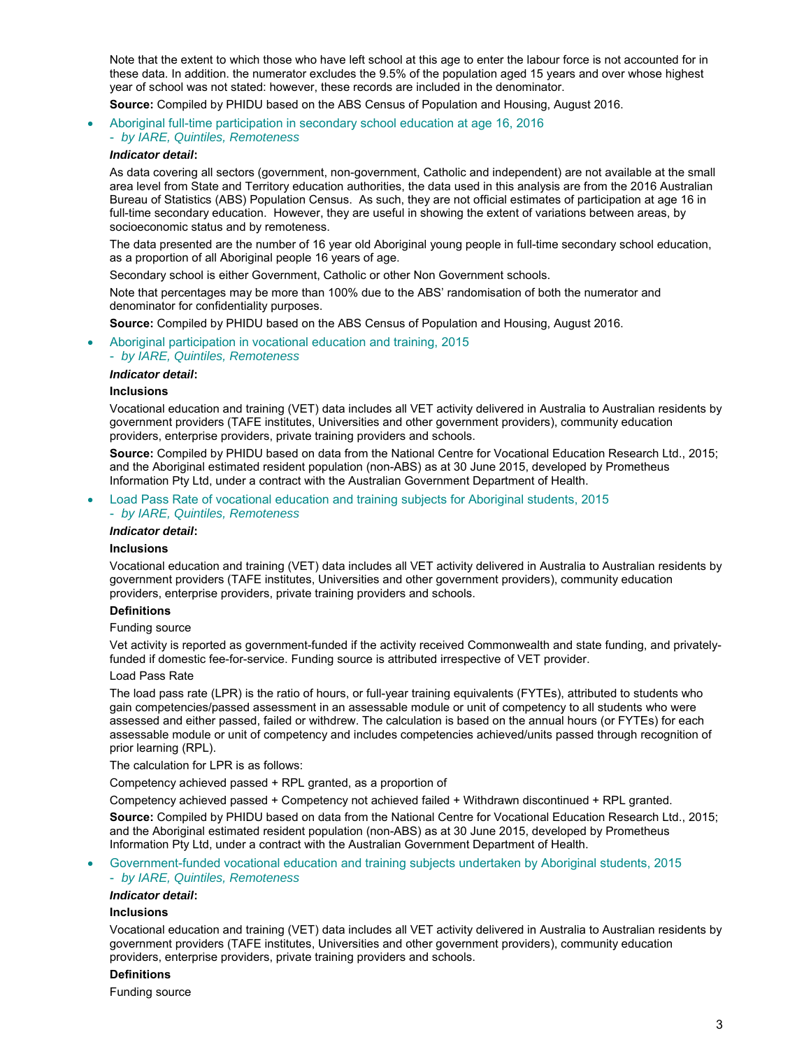Note that the extent to which those who have left school at this age to enter the labour force is not accounted for in these data. In addition. the numerator excludes the 9.5% of the population aged 15 years and over whose highest year of school was not stated: however, these records are included in the denominator.

**Source:** Compiled by PHIDU based on the ABS Census of Population and Housing, August 2016.

- Aboriginal full-time participation in secondary school education at age 16, 2016
  *- by IARE, Quintiles, Remoteness*

  ***Indicator detail*:**

  As data covering all sectors (government, non-government, Catholic and independent) are not available at the small area level from State and Territory education authorities, the data used in this analysis are from the 2016 Australian Bureau of Statistics (ABS) Population Census. As such, they are not official estimates of participation at age 16 in full-time secondary education. However, they are useful in showing the extent of variations between areas, by socioeconomic status and by remoteness.

  The data presented are the number of 16 year old Aboriginal young people in full-time secondary school education, as a proportion of all Aboriginal people 16 years of age.

  Secondary school is either Government, Catholic or other Non Government schools.

  Note that percentages may be more than 100% due to the ABS' randomisation of both the numerator and denominator for confidentiality purposes.

  **Source:** Compiled by PHIDU based on the ABS Census of Population and Housing, August 2016.

- Aboriginal participation in vocational education and training, 2015
  *- by IARE, Quintiles, Remoteness*

  ***Indicator detail*:**

  **Inclusions**

  Vocational education and training (VET) data includes all VET activity delivered in Australia to Australian residents by government providers (TAFE institutes, Universities and other government providers), community education providers, enterprise providers, private training providers and schools.

  **Source:** Compiled by PHIDU based on data from the National Centre for Vocational Education Research Ltd., 2015; and the Aboriginal estimated resident population (non-ABS) as at 30 June 2015, developed by Prometheus Information Pty Ltd, under a contract with the Australian Government Department of Health.

- Load Pass Rate of vocational education and training subjects for Aboriginal students, 2015
  *- by IARE, Quintiles, Remoteness*

  ***Indicator detail*:**

  **Inclusions**

  Vocational education and training (VET) data includes all VET activity delivered in Australia to Australian residents by government providers (TAFE institutes, Universities and other government providers), community education providers, enterprise providers, private training providers and schools.

  **Definitions**

  Funding source

  Vet activity is reported as government-funded if the activity received Commonwealth and state funding, and privately-funded if domestic fee-for-service. Funding source is attributed irrespective of VET provider.

  Load Pass Rate

  The load pass rate (LPR) is the ratio of hours, or full-year training equivalents (FYTEs), attributed to students who gain competencies/passed assessment in an assessable module or unit of competency to all students who were assessed and either passed, failed or withdrew. The calculation is based on the annual hours (or FYTEs) for each assessable module or unit of competency and includes competencies achieved/units passed through recognition of prior learning (RPL).

  The calculation for LPR is as follows:

  Competency achieved passed + RPL granted, as a proportion of

  Competency achieved passed + Competency not achieved failed + Withdrawn discontinued + RPL granted.

  **Source:** Compiled by PHIDU based on data from the National Centre for Vocational Education Research Ltd., 2015; and the Aboriginal estimated resident population (non-ABS) as at 30 June 2015, developed by Prometheus Information Pty Ltd, under a contract with the Australian Government Department of Health.

- Government-funded vocational education and training subjects undertaken by Aboriginal students, 2015
  *- by IARE, Quintiles, Remoteness*

  ***Indicator detail*:**

  **Inclusions**

  Vocational education and training (VET) data includes all VET activity delivered in Australia to Australian residents by government providers (TAFE institutes, Universities and other government providers), community education providers, enterprise providers, private training providers and schools.

  **Definitions**

  Funding source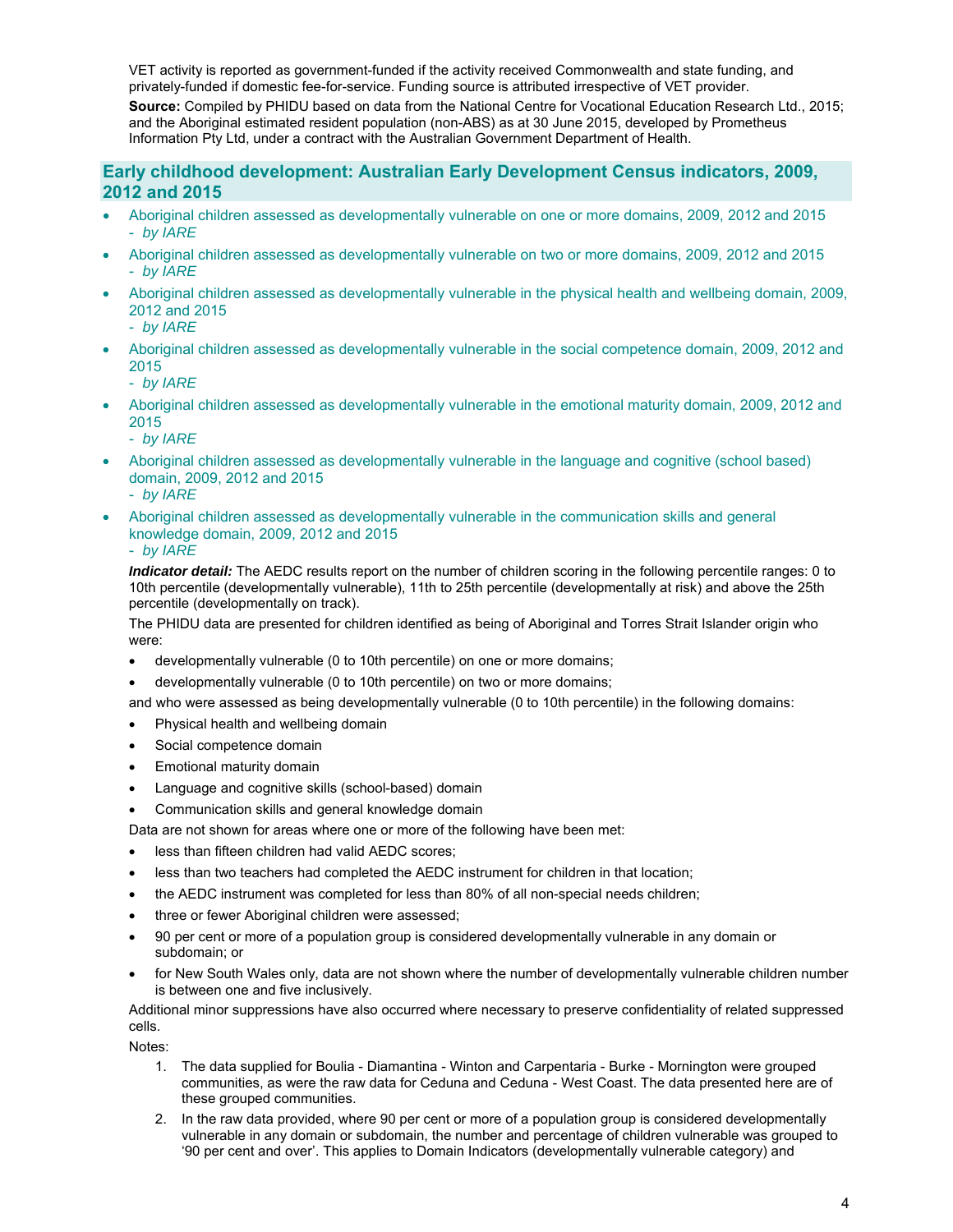VET activity is reported as government-funded if the activity received Commonwealth and state funding, and privately-funded if domestic fee-for-service. Funding source is attributed irrespective of VET provider.

**Source:** Compiled by PHIDU based on data from the National Centre for Vocational Education Research Ltd., 2015; and the Aboriginal estimated resident population (non-ABS) as at 30 June 2015, developed by Prometheus Information Pty Ltd, under a contract with the Australian Government Department of Health.

## Early childhood development: Australian Early Development Census indicators, 2009, 2012 and 2015

- Aboriginal children assessed as developmentally vulnerable on one or more domains, 2009, 2012 and 2015
  - *by IARE*
- Aboriginal children assessed as developmentally vulnerable on two or more domains, 2009, 2012 and 2015
  - *by IARE*
- Aboriginal children assessed as developmentally vulnerable in the physical health and wellbeing domain, 2009, 2012 and 2015
  - *by IARE*
- Aboriginal children assessed as developmentally vulnerable in the social competence domain, 2009, 2012 and 2015
  - *by IARE*
- Aboriginal children assessed as developmentally vulnerable in the emotional maturity domain, 2009, 2012 and 2015
  - *by IARE*
- Aboriginal children assessed as developmentally vulnerable in the language and cognitive (school based) domain, 2009, 2012 and 2015
  - *by IARE*
- Aboriginal children assessed as developmentally vulnerable in the communication skills and general knowledge domain, 2009, 2012 and 2015
  - *by IARE*

***Indicator detail:*** The AEDC results report on the number of children scoring in the following percentile ranges: 0 to 10th percentile (developmentally vulnerable), 11th to 25th percentile (developmentally at risk) and above the 25th percentile (developmentally on track).

The PHIDU data are presented for children identified as being of Aboriginal and Torres Strait Islander origin who were:

- developmentally vulnerable (0 to 10th percentile) on one or more domains;
- developmentally vulnerable (0 to 10th percentile) on two or more domains;

and who were assessed as being developmentally vulnerable (0 to 10th percentile) in the following domains:

- Physical health and wellbeing domain
- Social competence domain
- Emotional maturity domain
- Language and cognitive skills (school-based) domain
- Communication skills and general knowledge domain

Data are not shown for areas where one or more of the following have been met:

- less than fifteen children had valid AEDC scores;
- less than two teachers had completed the AEDC instrument for children in that location;
- the AEDC instrument was completed for less than 80% of all non-special needs children;
- three or fewer Aboriginal children were assessed;
- 90 per cent or more of a population group is considered developmentally vulnerable in any domain or subdomain; or
- for New South Wales only, data are not shown where the number of developmentally vulnerable children number is between one and five inclusively.

Additional minor suppressions have also occurred where necessary to preserve confidentiality of related suppressed cells.

Notes:

1. The data supplied for Boulia - Diamantina - Winton and Carpentaria - Burke - Mornington were grouped communities, as were the raw data for Ceduna and Ceduna - West Coast. The data presented here are of these grouped communities.
2. In the raw data provided, where 90 per cent or more of a population group is considered developmentally vulnerable in any domain or subdomain, the number and percentage of children vulnerable was grouped to '90 per cent and over'. This applies to Domain Indicators (developmentally vulnerable category) and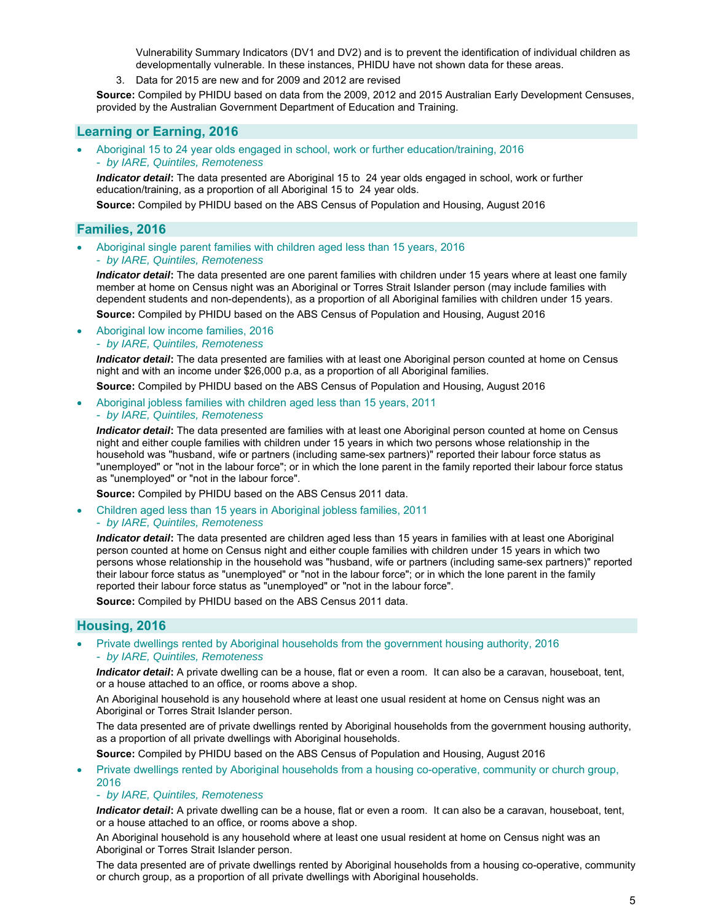Vulnerability Summary Indicators (DV1 and DV2) and is to prevent the identification of individual children as developmentally vulnerable. In these instances, PHIDU have not shown data for these areas.

3. Data for 2015 are new and for 2009 and 2012 are revised

**Source:** Compiled by PHIDU based on data from the 2009, 2012 and 2015 Australian Early Development Censuses, provided by the Australian Government Department of Education and Training.

## Learning or Earning, 2016

- Aboriginal 15 to 24 year olds engaged in school, work or further education/training, 2016
  *- by IARE, Quintiles, Remoteness*

  ***Indicator detail*:** The data presented are Aboriginal 15 to 24 year olds engaged in school, work or further education/training, as a proportion of all Aboriginal 15 to 24 year olds.

  **Source:** Compiled by PHIDU based on the ABS Census of Population and Housing, August 2016

## Families, 2016

- Aboriginal single parent families with children aged less than 15 years, 2016
  *- by IARE, Quintiles, Remoteness*

  ***Indicator detail*:** The data presented are one parent families with children under 15 years where at least one family member at home on Census night was an Aboriginal or Torres Strait Islander person (may include families with dependent students and non-dependents), as a proportion of all Aboriginal families with children under 15 years.

  **Source:** Compiled by PHIDU based on the ABS Census of Population and Housing, August 2016

- Aboriginal low income families, 2016
  *- by IARE, Quintiles, Remoteness*

  ***Indicator detail*:** The data presented are families with at least one Aboriginal person counted at home on Census night and with an income under $26,000 p.a, as a proportion of all Aboriginal families.

  **Source:** Compiled by PHIDU based on the ABS Census of Population and Housing, August 2016

- Aboriginal jobless families with children aged less than 15 years, 2011
  *- by IARE, Quintiles, Remoteness*

  ***Indicator detail*:** The data presented are families with at least one Aboriginal person counted at home on Census night and either couple families with children under 15 years in which two persons whose relationship in the household was "husband, wife or partners (including same-sex partners)" reported their labour force status as "unemployed" or "not in the labour force"; or in which the lone parent in the family reported their labour force status as "unemployed" or "not in the labour force".

  **Source:** Compiled by PHIDU based on the ABS Census 2011 data.

- Children aged less than 15 years in Aboriginal jobless families, 2011
  *- by IARE, Quintiles, Remoteness*

  ***Indicator detail*:** The data presented are children aged less than 15 years in families with at least one Aboriginal person counted at home on Census night and either couple families with children under 15 years in which two persons whose relationship in the household was "husband, wife or partners (including same-sex partners)" reported their labour force status as "unemployed" or "not in the labour force"; or in which the lone parent in the family reported their labour force status as "unemployed" or "not in the labour force".

  **Source:** Compiled by PHIDU based on the ABS Census 2011 data.

## Housing, 2016

- Private dwellings rented by Aboriginal households from the government housing authority, 2016
  *- by IARE, Quintiles, Remoteness*

  ***Indicator detail*:** A private dwelling can be a house, flat or even a room. It can also be a caravan, houseboat, tent, or a house attached to an office, or rooms above a shop.

  An Aboriginal household is any household where at least one usual resident at home on Census night was an Aboriginal or Torres Strait Islander person.

  The data presented are of private dwellings rented by Aboriginal households from the government housing authority, as a proportion of all private dwellings with Aboriginal households.

  **Source:** Compiled by PHIDU based on the ABS Census of Population and Housing, August 2016

- Private dwellings rented by Aboriginal households from a housing co-operative, community or church group, 2016
  *- by IARE, Quintiles, Remoteness*

  ***Indicator detail*:** A private dwelling can be a house, flat or even a room. It can also be a caravan, houseboat, tent, or a house attached to an office, or rooms above a shop.

  An Aboriginal household is any household where at least one usual resident at home on Census night was an Aboriginal or Torres Strait Islander person.

  The data presented are of private dwellings rented by Aboriginal households from a housing co-operative, community or church group, as a proportion of all private dwellings with Aboriginal households.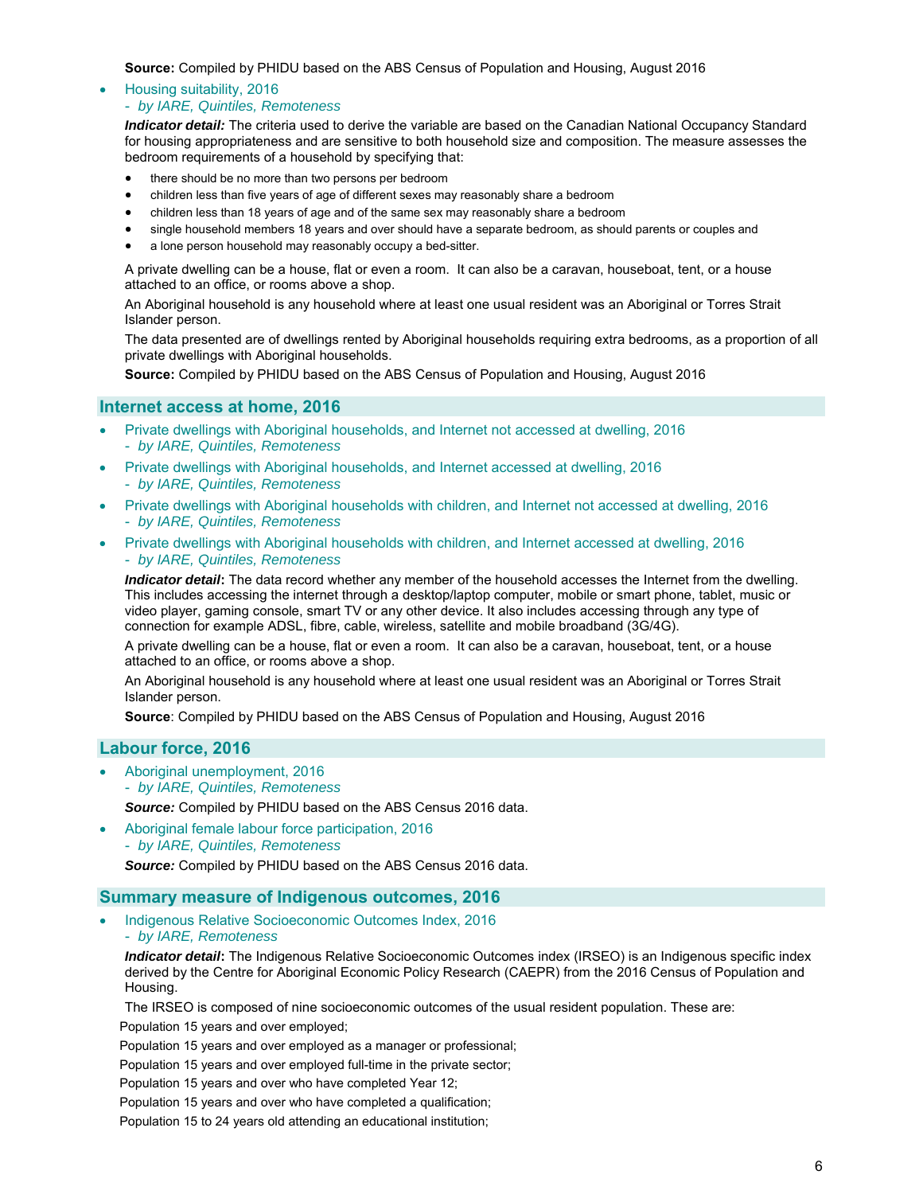**Source:** Compiled by PHIDU based on the ABS Census of Population and Housing, August 2016

- Housing suitability, 2016
  - *by IARE, Quintiles, Remoteness*

  ***Indicator detail:*** The criteria used to derive the variable are based on the Canadian National Occupancy Standard for housing appropriateness and are sensitive to both household size and composition. The measure assesses the bedroom requirements of a household by specifying that:

  - there should be no more than two persons per bedroom
  - children less than five years of age of different sexes may reasonably share a bedroom
  - children less than 18 years of age and of the same sex may reasonably share a bedroom
  - single household members 18 years and over should have a separate bedroom, as should parents or couples and
  - a lone person household may reasonably occupy a bed-sitter.

  A private dwelling can be a house, flat or even a room. It can also be a caravan, houseboat, tent, or a house attached to an office, or rooms above a shop.

  An Aboriginal household is any household where at least one usual resident was an Aboriginal or Torres Strait Islander person.

  The data presented are of dwellings rented by Aboriginal households requiring extra bedrooms, as a proportion of all private dwellings with Aboriginal households.

  **Source:** Compiled by PHIDU based on the ABS Census of Population and Housing, August 2016

## Internet access at home, 2016

- Private dwellings with Aboriginal households, and Internet not accessed at dwelling, 2016
  - *by IARE, Quintiles, Remoteness*
- Private dwellings with Aboriginal households, and Internet accessed at dwelling, 2016
  - *by IARE, Quintiles, Remoteness*
- Private dwellings with Aboriginal households with children, and Internet not accessed at dwelling, 2016
  - *by IARE, Quintiles, Remoteness*
- Private dwellings with Aboriginal households with children, and Internet accessed at dwelling, 2016
  - *by IARE, Quintiles, Remoteness*

  ***Indicator detail*:** The data record whether any member of the household accesses the Internet from the dwelling. This includes accessing the internet through a desktop/laptop computer, mobile or smart phone, tablet, music or video player, gaming console, smart TV or any other device. It also includes accessing through any type of connection for example ADSL, fibre, cable, wireless, satellite and mobile broadband (3G/4G).

  A private dwelling can be a house, flat or even a room. It can also be a caravan, houseboat, tent, or a house attached to an office, or rooms above a shop.

  An Aboriginal household is any household where at least one usual resident was an Aboriginal or Torres Strait Islander person.

  **Source**: Compiled by PHIDU based on the ABS Census of Population and Housing, August 2016

## Labour force, 2016

- Aboriginal unemployment, 2016
  - *by IARE, Quintiles, Remoteness*

  ***Source:*** Compiled by PHIDU based on the ABS Census 2016 data.
- Aboriginal female labour force participation, 2016
  - *by IARE, Quintiles, Remoteness*

  ***Source:*** Compiled by PHIDU based on the ABS Census 2016 data.

## Summary measure of Indigenous outcomes, 2016

- Indigenous Relative Socioeconomic Outcomes Index, 2016
  - *by IARE, Remoteness*

  ***Indicator detail*:** The Indigenous Relative Socioeconomic Outcomes index (IRSEO) is an Indigenous specific index derived by the Centre for Aboriginal Economic Policy Research (CAEPR) from the 2016 Census of Population and Housing.

  The IRSEO is composed of nine socioeconomic outcomes of the usual resident population. These are:

  Population 15 years and over employed;

  Population 15 years and over employed as a manager or professional;

  Population 15 years and over employed full-time in the private sector;

  Population 15 years and over who have completed Year 12;

  Population 15 years and over who have completed a qualification;

  Population 15 to 24 years old attending an educational institution;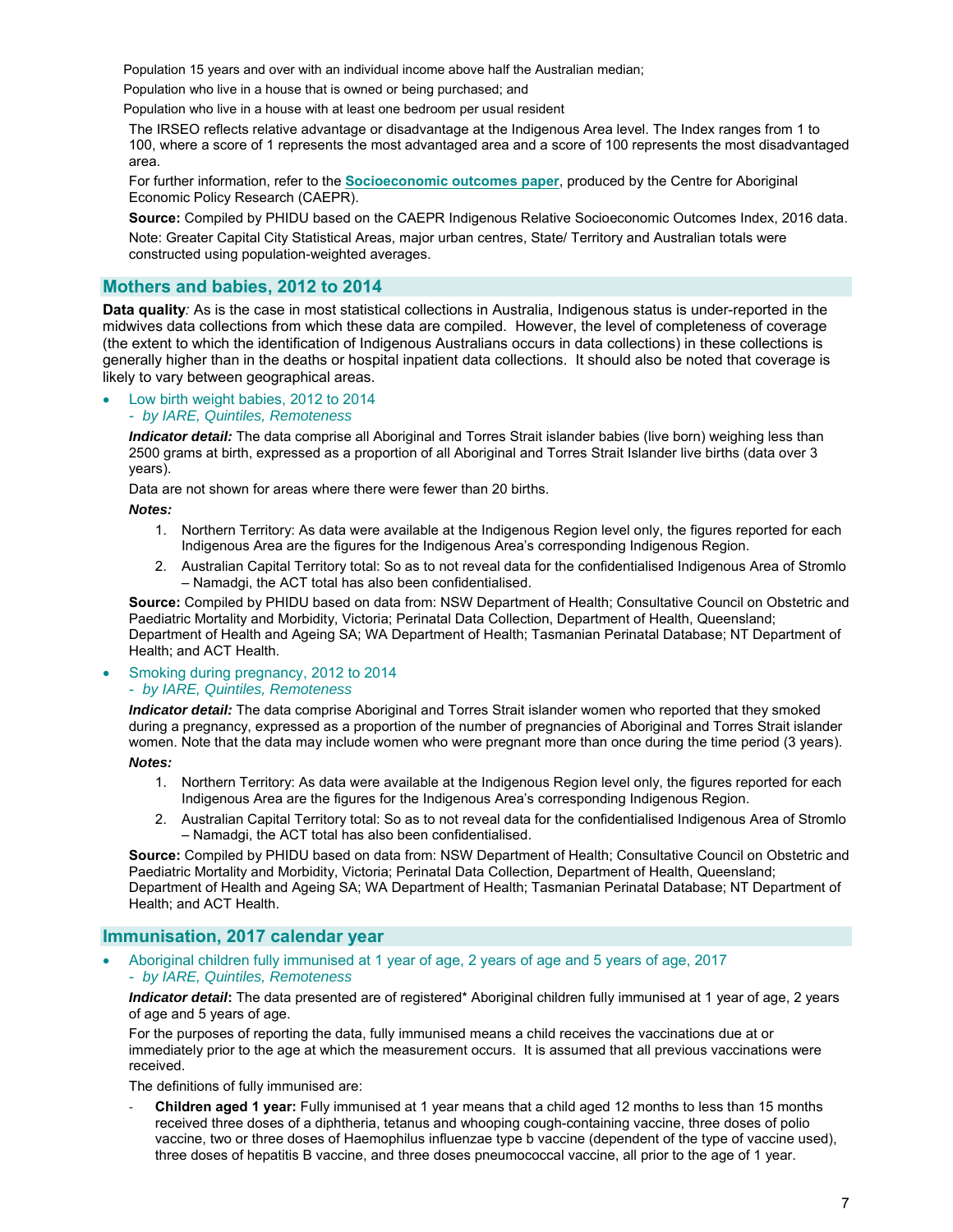Population 15 years and over with an individual income above half the Australian median;

Population who live in a house that is owned or being purchased; and

Population who live in a house with at least one bedroom per usual resident

The IRSEO reflects relative advantage or disadvantage at the Indigenous Area level. The Index ranges from 1 to 100, where a score of 1 represents the most advantaged area and a score of 100 represents the most disadvantaged area.

For further information, refer to the **Socioeconomic outcomes paper**, produced by the Centre for Aboriginal Economic Policy Research (CAEPR).

**Source:** Compiled by PHIDU based on the CAEPR Indigenous Relative Socioeconomic Outcomes Index, 2016 data.

Note: Greater Capital City Statistical Areas, major urban centres, State/ Territory and Australian totals were constructed using population-weighted averages.

## Mothers and babies, 2012 to 2014

**Data quality***:* As is the case in most statistical collections in Australia, Indigenous status is under-reported in the midwives data collections from which these data are compiled. However, the level of completeness of coverage (the extent to which the identification of Indigenous Australians occurs in data collections) in these collections is generally higher than in the deaths or hospital inpatient data collections. It should also be noted that coverage is likely to vary between geographical areas.

- Low birth weight babies, 2012 to 2014
  - *by IARE, Quintiles, Remoteness*

  ***Indicator detail:*** The data comprise all Aboriginal and Torres Strait islander babies (live born) weighing less than 2500 grams at birth, expressed as a proportion of all Aboriginal and Torres Strait Islander live births (data over 3 years).

  Data are not shown for areas where there were fewer than 20 births.

  ***Notes:***

  1. Northern Territory: As data were available at the Indigenous Region level only, the figures reported for each Indigenous Area are the figures for the Indigenous Area's corresponding Indigenous Region.
  2. Australian Capital Territory total: So as to not reveal data for the confidentialised Indigenous Area of Stromlo – Namadgi, the ACT total has also been confidentialised.

  **Source:** Compiled by PHIDU based on data from: NSW Department of Health; Consultative Council on Obstetric and Paediatric Mortality and Morbidity, Victoria; Perinatal Data Collection, Department of Health, Queensland; Department of Health and Ageing SA; WA Department of Health; Tasmanian Perinatal Database; NT Department of Health; and ACT Health.

- Smoking during pregnancy, 2012 to 2014
  - *by IARE, Quintiles, Remoteness*

  ***Indicator detail:*** The data comprise Aboriginal and Torres Strait islander women who reported that they smoked during a pregnancy, expressed as a proportion of the number of pregnancies of Aboriginal and Torres Strait islander women. Note that the data may include women who were pregnant more than once during the time period (3 years).

  ***Notes:***

  1. Northern Territory: As data were available at the Indigenous Region level only, the figures reported for each Indigenous Area are the figures for the Indigenous Area's corresponding Indigenous Region.
  2. Australian Capital Territory total: So as to not reveal data for the confidentialised Indigenous Area of Stromlo – Namadgi, the ACT total has also been confidentialised.

  **Source:** Compiled by PHIDU based on data from: NSW Department of Health; Consultative Council on Obstetric and Paediatric Mortality and Morbidity, Victoria; Perinatal Data Collection, Department of Health, Queensland; Department of Health and Ageing SA; WA Department of Health; Tasmanian Perinatal Database; NT Department of Health; and ACT Health.

## Immunisation, 2017 calendar year

- Aboriginal children fully immunised at 1 year of age, 2 years of age and 5 years of age, 2017
  - *by IARE, Quintiles, Remoteness*

  ***Indicator detail*:** The data presented are of registered* Aboriginal children fully immunised at 1 year of age, 2 years of age and 5 years of age.

  For the purposes of reporting the data, fully immunised means a child receives the vaccinations due at or immediately prior to the age at which the measurement occurs. It is assumed that all previous vaccinations were received.

  The definitions of fully immunised are:

  - **Children aged 1 year:** Fully immunised at 1 year means that a child aged 12 months to less than 15 months received three doses of a diphtheria, tetanus and whooping cough-containing vaccine, three doses of polio vaccine, two or three doses of Haemophilus influenzae type b vaccine (dependent of the type of vaccine used), three doses of hepatitis B vaccine, and three doses pneumococcal vaccine, all prior to the age of 1 year.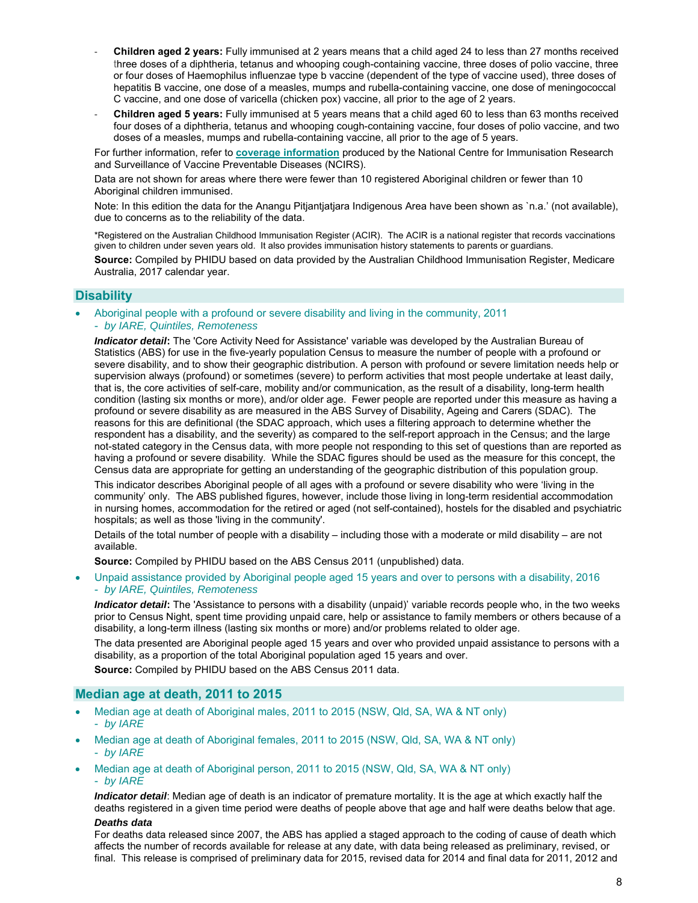- **Children aged 2 years:** Fully immunised at 2 years means that a child aged 24 to less than 27 months received three doses of a diphtheria, tetanus and whooping cough-containing vaccine, three doses of polio vaccine, three or four doses of Haemophilus influenzae type b vaccine (dependent of the type of vaccine used), three doses of hepatitis B vaccine, one dose of a measles, mumps and rubella-containing vaccine, one dose of meningococcal C vaccine, and one dose of varicella (chicken pox) vaccine, all prior to the age of 2 years.
- **Children aged 5 years:** Fully immunised at 5 years means that a child aged 60 to less than 63 months received four doses of a diphtheria, tetanus and whooping cough-containing vaccine, four doses of polio vaccine, and two doses of a measles, mumps and rubella-containing vaccine, all prior to the age of 5 years.

For further information, refer to **coverage information** produced by the National Centre for Immunisation Research and Surveillance of Vaccine Preventable Diseases (NCIRS).

Data are not shown for areas where there were fewer than 10 registered Aboriginal children or fewer than 10 Aboriginal children immunised.

Note: In this edition the data for the Anangu Pitjantjatjara Indigenous Area have been shown as `n.a.' (not available), due to concerns as to the reliability of the data.

*Registered on the Australian Childhood Immunisation Register (ACIR). The ACIR is a national register that records vaccinations given to children under seven years old. It also provides immunisation history statements to parents or guardians.

**Source:** Compiled by PHIDU based on data provided by the Australian Childhood Immunisation Register, Medicare Australia, 2017 calendar year.

## Disability

- Aboriginal people with a profound or severe disability and living in the community, 2011
  - *by IARE, Quintiles, Remoteness*

***Indicator detail*:** The 'Core Activity Need for Assistance' variable was developed by the Australian Bureau of Statistics (ABS) for use in the five-yearly population Census to measure the number of people with a profound or severe disability, and to show their geographic distribution. A person with profound or severe limitation needs help or supervision always (profound) or sometimes (severe) to perform activities that most people undertake at least daily, that is, the core activities of self-care, mobility and/or communication, as the result of a disability, long-term health condition (lasting six months or more), and/or older age. Fewer people are reported under this measure as having a profound or severe disability as are measured in the ABS Survey of Disability, Ageing and Carers (SDAC). The reasons for this are definitional (the SDAC approach, which uses a filtering approach to determine whether the respondent has a disability, and the severity) as compared to the self-report approach in the Census; and the large not-stated category in the Census data, with more people not responding to this set of questions than are reported as having a profound or severe disability. While the SDAC figures should be used as the measure for this concept, the Census data are appropriate for getting an understanding of the geographic distribution of this population group.

This indicator describes Aboriginal people of all ages with a profound or severe disability who were 'living in the community' only. The ABS published figures, however, include those living in long-term residential accommodation in nursing homes, accommodation for the retired or aged (not self-contained), hostels for the disabled and psychiatric hospitals; as well as those 'living in the community'.

Details of the total number of people with a disability – including those with a moderate or mild disability – are not available.

**Source:** Compiled by PHIDU based on the ABS Census 2011 (unpublished) data.

- Unpaid assistance provided by Aboriginal people aged 15 years and over to persons with a disability, 2016
  - *by IARE, Quintiles, Remoteness*

***Indicator detail*:** The 'Assistance to persons with a disability (unpaid)' variable records people who, in the two weeks prior to Census Night, spent time providing unpaid care, help or assistance to family members or others because of a disability, a long-term illness (lasting six months or more) and/or problems related to older age.

The data presented are Aboriginal people aged 15 years and over who provided unpaid assistance to persons with a disability, as a proportion of the total Aboriginal population aged 15 years and over.

**Source:** Compiled by PHIDU based on the ABS Census 2011 data.

## Median age at death, 2011 to 2015

- Median age at death of Aboriginal males, 2011 to 2015 (NSW, Qld, SA, WA & NT only)
  - *by IARE*
- Median age at death of Aboriginal females, 2011 to 2015 (NSW, Qld, SA, WA & NT only)
  - *by IARE*
- Median age at death of Aboriginal person, 2011 to 2015 (NSW, Qld, SA, WA & NT only)
  - *by IARE*

***Indicator detail***: Median age of death is an indicator of premature mortality. It is the age at which exactly half the deaths registered in a given time period were deaths of people above that age and half were deaths below that age.

***Deaths data***

For deaths data released since 2007, the ABS has applied a staged approach to the coding of cause of death which affects the number of records available for release at any date, with data being released as preliminary, revised, or final. This release is comprised of preliminary data for 2015, revised data for 2014 and final data for 2011, 2012 and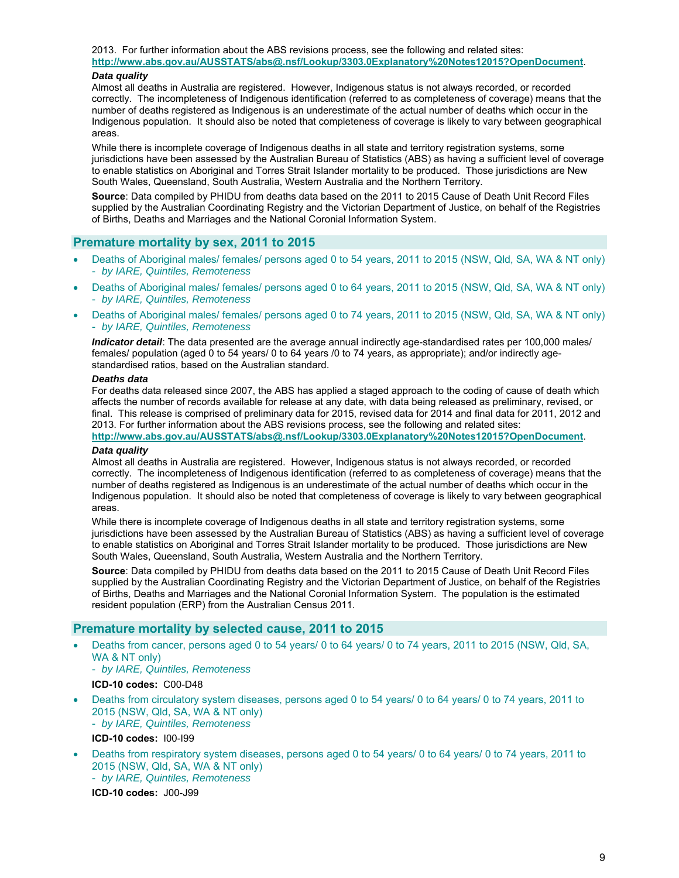2013. For further information about the ABS revisions process, see the following and related sites: **http://www.abs.gov.au/AUSSTATS/abs@.nsf/Lookup/3303.0Explanatory%20Notes12015?OpenDocument**.

***Data quality***

Almost all deaths in Australia are registered. However, Indigenous status is not always recorded, or recorded correctly. The incompleteness of Indigenous identification (referred to as completeness of coverage) means that the number of deaths registered as Indigenous is an underestimate of the actual number of deaths which occur in the Indigenous population. It should also be noted that completeness of coverage is likely to vary between geographical areas.

While there is incomplete coverage of Indigenous deaths in all state and territory registration systems, some jurisdictions have been assessed by the Australian Bureau of Statistics (ABS) as having a sufficient level of coverage to enable statistics on Aboriginal and Torres Strait Islander mortality to be produced. Those jurisdictions are New South Wales, Queensland, South Australia, Western Australia and the Northern Territory.

**Source**: Data compiled by PHIDU from deaths data based on the 2011 to 2015 Cause of Death Unit Record Files supplied by the Australian Coordinating Registry and the Victorian Department of Justice, on behalf of the Registries of Births, Deaths and Marriages and the National Coronial Information System.

## Premature mortality by sex, 2011 to 2015

- Deaths of Aboriginal males/ females/ persons aged 0 to 54 years, 2011 to 2015 (NSW, Qld, SA, WA & NT only)
  - *by IARE, Quintiles, Remoteness*
- Deaths of Aboriginal males/ females/ persons aged 0 to 64 years, 2011 to 2015 (NSW, Qld, SA, WA & NT only)
  - *by IARE, Quintiles, Remoteness*
- Deaths of Aboriginal males/ females/ persons aged 0 to 74 years, 2011 to 2015 (NSW, Qld, SA, WA & NT only)
  - *by IARE, Quintiles, Remoteness*

***Indicator detail***: The data presented are the average annual indirectly age-standardised rates per 100,000 males/ females/ population (aged 0 to 54 years/ 0 to 64 years /0 to 74 years, as appropriate); and/or indirectly age-standardised ratios, based on the Australian standard.

***Deaths data***

For deaths data released since 2007, the ABS has applied a staged approach to the coding of cause of death which affects the number of records available for release at any date, with data being released as preliminary, revised, or final. This release is comprised of preliminary data for 2015, revised data for 2014 and final data for 2011, 2012 and 2013. For further information about the ABS revisions process, see the following and related sites: **http://www.abs.gov.au/AUSSTATS/abs@.nsf/Lookup/3303.0Explanatory%20Notes12015?OpenDocument**.

***Data quality***

Almost all deaths in Australia are registered. However, Indigenous status is not always recorded, or recorded correctly. The incompleteness of Indigenous identification (referred to as completeness of coverage) means that the number of deaths registered as Indigenous is an underestimate of the actual number of deaths which occur in the Indigenous population. It should also be noted that completeness of coverage is likely to vary between geographical areas.

While there is incomplete coverage of Indigenous deaths in all state and territory registration systems, some jurisdictions have been assessed by the Australian Bureau of Statistics (ABS) as having a sufficient level of coverage to enable statistics on Aboriginal and Torres Strait Islander mortality to be produced. Those jurisdictions are New South Wales, Queensland, South Australia, Western Australia and the Northern Territory.

**Source**: Data compiled by PHIDU from deaths data based on the 2011 to 2015 Cause of Death Unit Record Files supplied by the Australian Coordinating Registry and the Victorian Department of Justice, on behalf of the Registries of Births, Deaths and Marriages and the National Coronial Information System. The population is the estimated resident population (ERP) from the Australian Census 2011.

## Premature mortality by selected cause, 2011 to 2015

- Deaths from cancer, persons aged 0 to 54 years/ 0 to 64 years/ 0 to 74 years, 2011 to 2015 (NSW, Qld, SA, WA & NT only)
  - *by IARE, Quintiles, Remoteness*

  **ICD-10 codes:** C00-D48
- Deaths from circulatory system diseases, persons aged 0 to 54 years/ 0 to 64 years/ 0 to 74 years, 2011 to 2015 (NSW, Qld, SA, WA & NT only)
  - *by IARE, Quintiles, Remoteness*

  **ICD-10 codes:** I00-I99
- Deaths from respiratory system diseases, persons aged 0 to 54 years/ 0 to 64 years/ 0 to 74 years, 2011 to 2015 (NSW, Qld, SA, WA & NT only)
  - *by IARE, Quintiles, Remoteness*

  **ICD-10 codes:** J00-J99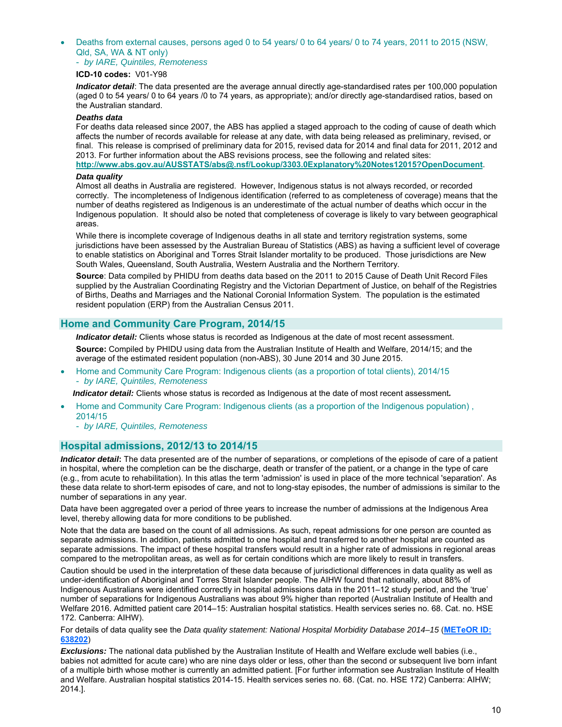- Deaths from external causes, persons aged 0 to 54 years/ 0 to 64 years/ 0 to 74 years, 2011 to 2015 (NSW, Qld, SA, WA & NT only)
  - *by IARE, Quintiles, Remoteness*

**ICD-10 codes:** V01-Y98

***Indicator detail***: The data presented are the average annual directly age-standardised rates per 100,000 population (aged 0 to 54 years/ 0 to 64 years /0 to 74 years, as appropriate); and/or directly age-standardised ratios, based on the Australian standard.

***Deaths data***

For deaths data released since 2007, the ABS has applied a staged approach to the coding of cause of death which affects the number of records available for release at any date, with data being released as preliminary, revised, or final. This release is comprised of preliminary data for 2015, revised data for 2014 and final data for 2011, 2012 and 2013. For further information about the ABS revisions process, see the following and related sites: **http://www.abs.gov.au/AUSSTATS/abs@.nsf/Lookup/3303.0Explanatory%20Notes12015?OpenDocument**.

***Data quality***

Almost all deaths in Australia are registered. However, Indigenous status is not always recorded, or recorded correctly. The incompleteness of Indigenous identification (referred to as completeness of coverage) means that the number of deaths registered as Indigenous is an underestimate of the actual number of deaths which occur in the Indigenous population. It should also be noted that completeness of coverage is likely to vary between geographical areas.

While there is incomplete coverage of Indigenous deaths in all state and territory registration systems, some jurisdictions have been assessed by the Australian Bureau of Statistics (ABS) as having a sufficient level of coverage to enable statistics on Aboriginal and Torres Strait Islander mortality to be produced. Those jurisdictions are New South Wales, Queensland, South Australia, Western Australia and the Northern Territory.

**Source**: Data compiled by PHIDU from deaths data based on the 2011 to 2015 Cause of Death Unit Record Files supplied by the Australian Coordinating Registry and the Victorian Department of Justice, on behalf of the Registries of Births, Deaths and Marriages and the National Coronial Information System. The population is the estimated resident population (ERP) from the Australian Census 2011.

## Home and Community Care Program, 2014/15

***Indicator detail:*** Clients whose status is recorded as Indigenous at the date of most recent assessment.

**Source:** Compiled by PHIDU using data from the Australian Institute of Health and Welfare, 2014/15; and the average of the estimated resident population (non-ABS), 30 June 2014 and 30 June 2015.

- Home and Community Care Program: Indigenous clients (as a proportion of total clients), 2014/15
  - *by IARE, Quintiles, Remoteness*

***Indicator detail:*** Clients whose status is recorded as Indigenous at the date of most recent assessment.

- Home and Community Care Program: Indigenous clients (as a proportion of the Indigenous population) , 2014/15
  - *by IARE, Quintiles, Remoteness*

## Hospital admissions, 2012/13 to 2014/15

***Indicator detail***: The data presented are of the number of separations, or completions of the episode of care of a patient in hospital, where the completion can be the discharge, death or transfer of the patient, or a change in the type of care (e.g., from acute to rehabilitation). In this atlas the term 'admission' is used in place of the more technical 'separation'. As these data relate to short-term episodes of care, and not to long-stay episodes, the number of admissions is similar to the number of separations in any year.

Data have been aggregated over a period of three years to increase the number of admissions at the Indigenous Area level, thereby allowing data for more conditions to be published.

Note that the data are based on the count of all admissions. As such, repeat admissions for one person are counted as separate admissions. In addition, patients admitted to one hospital and transferred to another hospital are counted as separate admissions. The impact of these hospital transfers would result in a higher rate of admissions in regional areas compared to the metropolitan areas, as well as for certain conditions which are more likely to result in transfers.

Caution should be used in the interpretation of these data because of jurisdictional differences in data quality as well as under-identification of Aboriginal and Torres Strait Islander people. The AIHW found that nationally, about 88% of Indigenous Australians were identified correctly in hospital admissions data in the 2011–12 study period, and the 'true' number of separations for Indigenous Australians was about 9% higher than reported (Australian Institute of Health and Welfare 2016. Admitted patient care 2014–15: Australian hospital statistics. Health services series no. 68. Cat. no. HSE 172. Canberra: AIHW).

For details of data quality see the *Data quality statement: National Hospital Morbidity Database 2014–15* (**METeOR ID: 638202**)

***Exclusions:*** The national data published by the Australian Institute of Health and Welfare exclude well babies (i.e., babies not admitted for acute care) who are nine days older or less, other than the second or subsequent live born infant of a multiple birth whose mother is currently an admitted patient. [For further information see Australian Institute of Health and Welfare. Australian hospital statistics 2014-15. Health services series no. 68. (Cat. no. HSE 172) Canberra: AIHW; 2014.].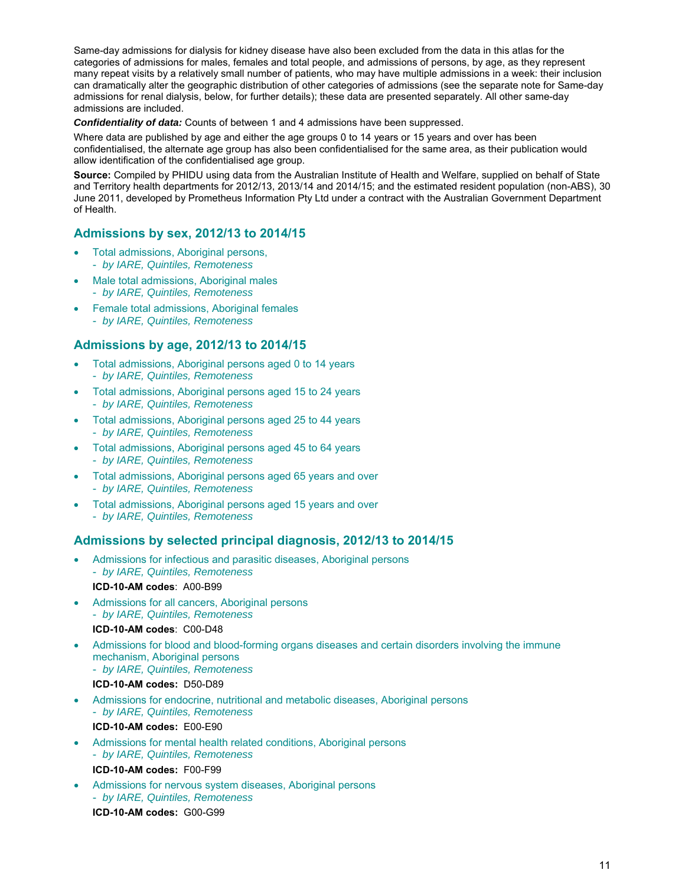Same-day admissions for dialysis for kidney disease have also been excluded from the data in this atlas for the categories of admissions for males, females and total people, and admissions of persons, by age, as they represent many repeat visits by a relatively small number of patients, who may have multiple admissions in a week: their inclusion can dramatically alter the geographic distribution of other categories of admissions (see the separate note for Same-day admissions for renal dialysis, below, for further details); these data are presented separately. All other same-day admissions are included.

***Confidentiality of data:*** Counts of between 1 and 4 admissions have been suppressed.

Where data are published by age and either the age groups 0 to 14 years or 15 years and over has been confidentialised, the alternate age group has also been confidentialised for the same area, as their publication would allow identification of the confidentialised age group.

**Source:** Compiled by PHIDU using data from the Australian Institute of Health and Welfare, supplied on behalf of State and Territory health departments for 2012/13, 2013/14 and 2014/15; and the estimated resident population (non-ABS), 30 June 2011, developed by Prometheus Information Pty Ltd under a contract with the Australian Government Department of Health.

## Admissions by sex, 2012/13 to 2014/15

- Total admissions, Aboriginal persons,
  - *by IARE, Quintiles, Remoteness*
- Male total admissions, Aboriginal males
  - *by IARE, Quintiles, Remoteness*
- Female total admissions, Aboriginal females
  - *by IARE, Quintiles, Remoteness*

## Admissions by age, 2012/13 to 2014/15

- Total admissions, Aboriginal persons aged 0 to 14 years
  - *by IARE, Quintiles, Remoteness*
- Total admissions, Aboriginal persons aged 15 to 24 years
  - *by IARE, Quintiles, Remoteness*
- Total admissions, Aboriginal persons aged 25 to 44 years
  - *by IARE, Quintiles, Remoteness*
- Total admissions, Aboriginal persons aged 45 to 64 years
  - *by IARE, Quintiles, Remoteness*
- Total admissions, Aboriginal persons aged 65 years and over
  - *by IARE, Quintiles, Remoteness*
- Total admissions, Aboriginal persons aged 15 years and over
  - *by IARE, Quintiles, Remoteness*

## Admissions by selected principal diagnosis, 2012/13 to 2014/15

- Admissions for infectious and parasitic diseases, Aboriginal persons
  - *by IARE, Quintiles, Remoteness*

  **ICD-10-AM codes**: A00-B99
- Admissions for all cancers, Aboriginal persons
  - *by IARE, Quintiles, Remoteness*

  **ICD-10-AM codes**: C00-D48
- Admissions for blood and blood-forming organs diseases and certain disorders involving the immune mechanism, Aboriginal persons
  - *by IARE, Quintiles, Remoteness*

  **ICD-10-AM codes:** D50-D89
- Admissions for endocrine, nutritional and metabolic diseases, Aboriginal persons
  - *by IARE, Quintiles, Remoteness*

  **ICD-10-AM codes:** E00-E90
- Admissions for mental health related conditions, Aboriginal persons
  - *by IARE, Quintiles, Remoteness*

  **ICD-10-AM codes:** F00-F99
- Admissions for nervous system diseases, Aboriginal persons
  - *by IARE, Quintiles, Remoteness*

  **ICD-10-AM codes:** G00-G99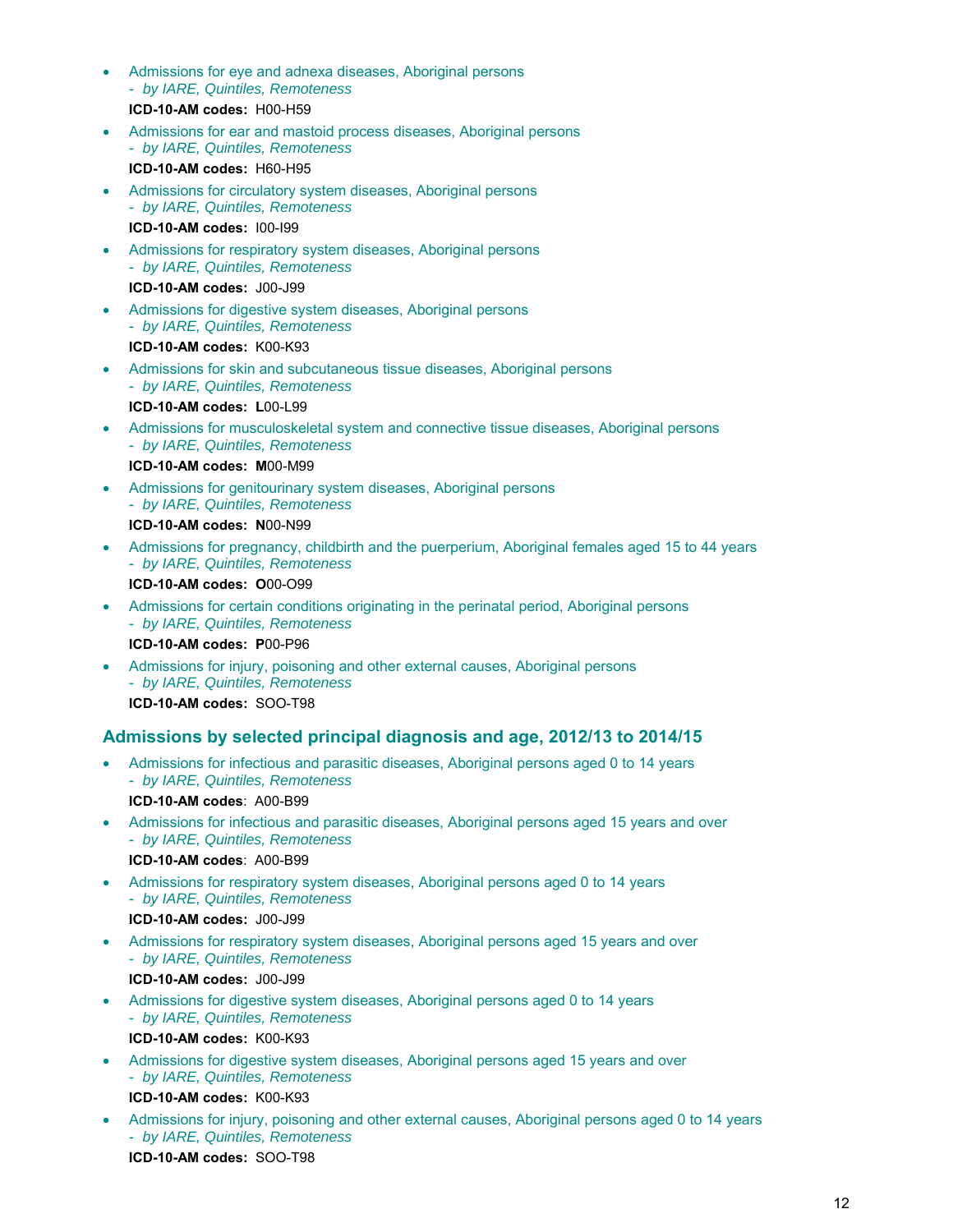- Admissions for eye and adnexa diseases, Aboriginal persons
  - *by IARE, Quintiles, Remoteness*

  **ICD-10-AM codes:** H00-H59
- Admissions for ear and mastoid process diseases, Aboriginal persons
  - *by IARE, Quintiles, Remoteness*

  **ICD-10-AM codes:** H60-H95
- Admissions for circulatory system diseases, Aboriginal persons
  - *by IARE, Quintiles, Remoteness*

  **ICD-10-AM codes:** I00-I99
- Admissions for respiratory system diseases, Aboriginal persons
  - *by IARE, Quintiles, Remoteness*

  **ICD-10-AM codes:** J00-J99
- Admissions for digestive system diseases, Aboriginal persons
  - *by IARE, Quintiles, Remoteness*

  **ICD-10-AM codes:** K00-K93
- Admissions for skin and subcutaneous tissue diseases, Aboriginal persons
  - *by IARE, Quintiles, Remoteness*

  **ICD-10-AM codes: L**00-L99
- Admissions for musculoskeletal system and connective tissue diseases, Aboriginal persons
  - *by IARE, Quintiles, Remoteness*

  **ICD-10-AM codes: M**00-M99
- Admissions for genitourinary system diseases, Aboriginal persons
  - *by IARE, Quintiles, Remoteness*

  **ICD-10-AM codes: N**00-N99
- Admissions for pregnancy, childbirth and the puerperium, Aboriginal females aged 15 to 44 years
  - *by IARE, Quintiles, Remoteness*

  **ICD-10-AM codes: O**00-O99
- Admissions for certain conditions originating in the perinatal period, Aboriginal persons
  - *by IARE, Quintiles, Remoteness*

  **ICD-10-AM codes: P**00-P96
- Admissions for injury, poisoning and other external causes, Aboriginal persons
  - *by IARE, Quintiles, Remoteness*

  **ICD-10-AM codes:** SOO-T98

## Admissions by selected principal diagnosis and age, 2012/13 to 2014/15

- Admissions for infectious and parasitic diseases, Aboriginal persons aged 0 to 14 years
  - *by IARE, Quintiles, Remoteness*

  **ICD-10-AM codes**: A00-B99
- Admissions for infectious and parasitic diseases, Aboriginal persons aged 15 years and over
  - *by IARE, Quintiles, Remoteness*

  **ICD-10-AM codes**: A00-B99
- Admissions for respiratory system diseases, Aboriginal persons aged 0 to 14 years
  - *by IARE, Quintiles, Remoteness*

  **ICD-10-AM codes:** J00-J99
- Admissions for respiratory system diseases, Aboriginal persons aged 15 years and over
  - *by IARE, Quintiles, Remoteness*

  **ICD-10-AM codes:** J00-J99
- Admissions for digestive system diseases, Aboriginal persons aged 0 to 14 years
  - *by IARE, Quintiles, Remoteness*

  **ICD-10-AM codes:** K00-K93
- Admissions for digestive system diseases, Aboriginal persons aged 15 years and over
  - *by IARE, Quintiles, Remoteness*

  **ICD-10-AM codes:** K00-K93
- Admissions for injury, poisoning and other external causes, Aboriginal persons aged 0 to 14 years
  - *by IARE, Quintiles, Remoteness*

  **ICD-10-AM codes:** SOO-T98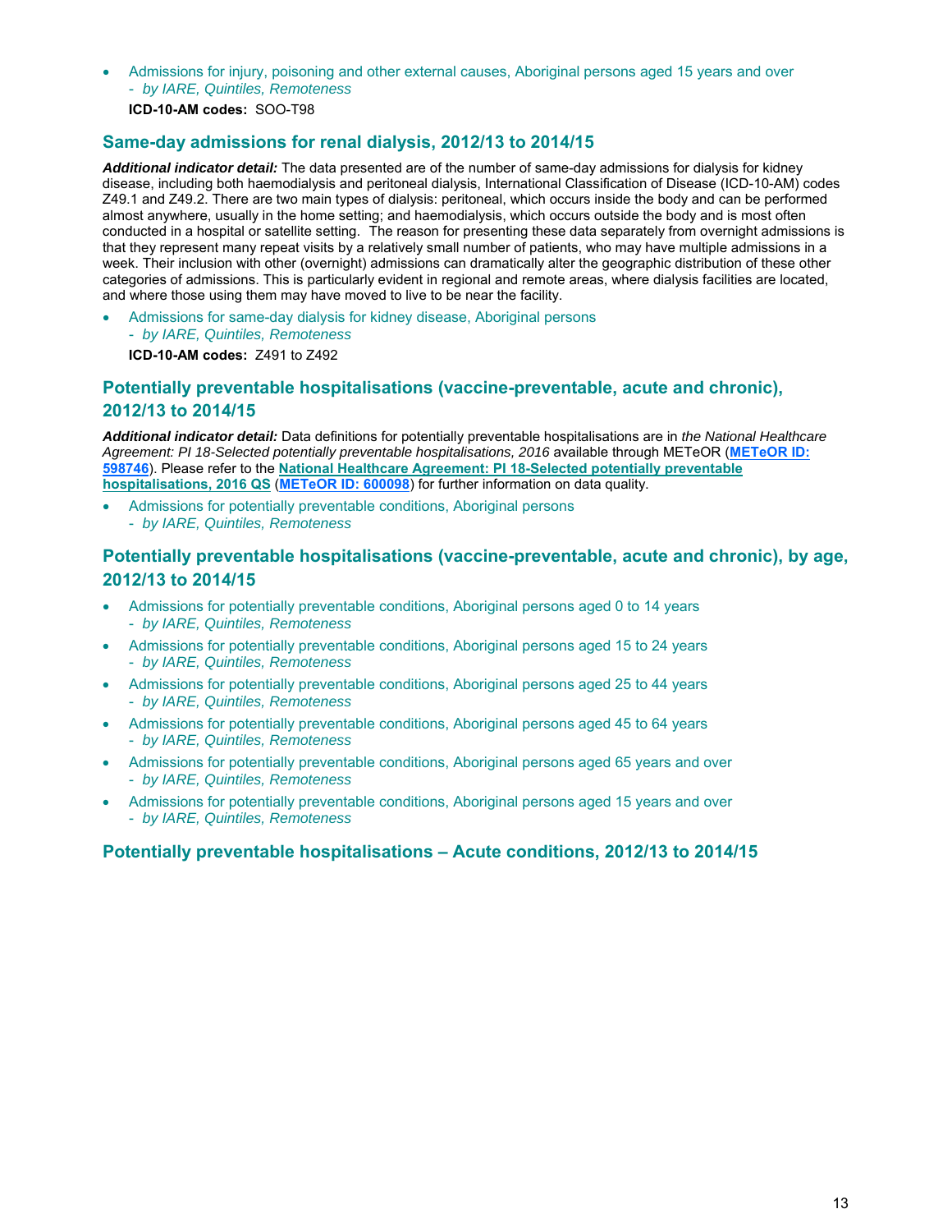- Admissions for injury, poisoning and other external causes, Aboriginal persons aged 15 years and over
  - *by IARE, Quintiles, Remoteness*

  **ICD-10-AM codes:** SOO-T98

## Same-day admissions for renal dialysis, 2012/13 to 2014/15

***Additional indicator detail:*** The data presented are of the number of same-day admissions for dialysis for kidney disease, including both haemodialysis and peritoneal dialysis, International Classification of Disease (ICD-10-AM) codes Z49.1 and Z49.2. There are two main types of dialysis: peritoneal, which occurs inside the body and can be performed almost anywhere, usually in the home setting; and haemodialysis, which occurs outside the body and is most often conducted in a hospital or satellite setting. The reason for presenting these data separately from overnight admissions is that they represent many repeat visits by a relatively small number of patients, who may have multiple admissions in a week. Their inclusion with other (overnight) admissions can dramatically alter the geographic distribution of these other categories of admissions. This is particularly evident in regional and remote areas, where dialysis facilities are located, and where those using them may have moved to live to be near the facility.

- Admissions for same-day dialysis for kidney disease, Aboriginal persons
  - *by IARE, Quintiles, Remoteness*

  **ICD-10-AM codes:** Z491 to Z492

## Potentially preventable hospitalisations (vaccine-preventable, acute and chronic), 2012/13 to 2014/15

***Additional indicator detail:*** Data definitions for potentially preventable hospitalisations are in *the National Healthcare Agreement: PI 18-Selected potentially preventable hospitalisations, 2016* available through METeOR (**METeOR ID: 598746**). Please refer to the **National Healthcare Agreement: PI 18-Selected potentially preventable hospitalisations, 2016 QS** (**METeOR ID: 600098**) for further information on data quality.

- Admissions for potentially preventable conditions, Aboriginal persons
  - *by IARE, Quintiles, Remoteness*

## Potentially preventable hospitalisations (vaccine-preventable, acute and chronic), by age, 2012/13 to 2014/15

- Admissions for potentially preventable conditions, Aboriginal persons aged 0 to 14 years
  - *by IARE, Quintiles, Remoteness*
- Admissions for potentially preventable conditions, Aboriginal persons aged 15 to 24 years
  - *by IARE, Quintiles, Remoteness*
- Admissions for potentially preventable conditions, Aboriginal persons aged 25 to 44 years
  - *by IARE, Quintiles, Remoteness*
- Admissions for potentially preventable conditions, Aboriginal persons aged 45 to 64 years
  - *by IARE, Quintiles, Remoteness*
- Admissions for potentially preventable conditions, Aboriginal persons aged 65 years and over
  - *by IARE, Quintiles, Remoteness*
- Admissions for potentially preventable conditions, Aboriginal persons aged 15 years and over
  - *by IARE, Quintiles, Remoteness*

## Potentially preventable hospitalisations – Acute conditions, 2012/13 to 2014/15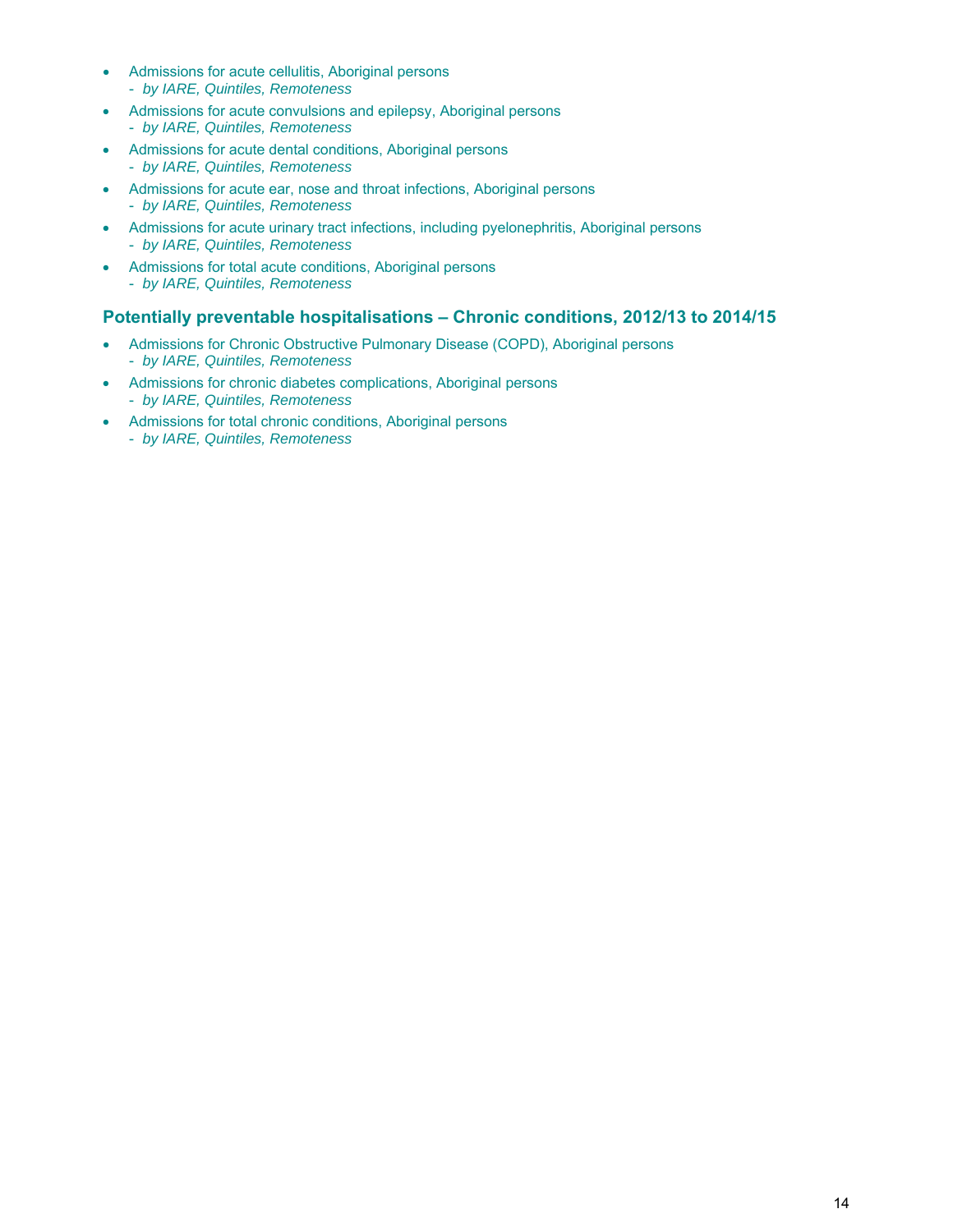- Admissions for acute cellulitis, Aboriginal persons
    - *by IARE, Quintiles, Remoteness*
- Admissions for acute convulsions and epilepsy, Aboriginal persons
    - *by IARE, Quintiles, Remoteness*
- Admissions for acute dental conditions, Aboriginal persons
    - *by IARE, Quintiles, Remoteness*
- Admissions for acute ear, nose and throat infections, Aboriginal persons
    - *by IARE, Quintiles, Remoteness*
- Admissions for acute urinary tract infections, including pyelonephritis, Aboriginal persons
    - *by IARE, Quintiles, Remoteness*
- Admissions for total acute conditions, Aboriginal persons
    - *by IARE, Quintiles, Remoteness*

### Potentially preventable hospitalisations – Chronic conditions, 2012/13 to 2014/15

- Admissions for Chronic Obstructive Pulmonary Disease (COPD), Aboriginal persons
    - *by IARE, Quintiles, Remoteness*
- Admissions for chronic diabetes complications, Aboriginal persons
    - *by IARE, Quintiles, Remoteness*
- Admissions for total chronic conditions, Aboriginal persons
    - *by IARE, Quintiles, Remoteness*